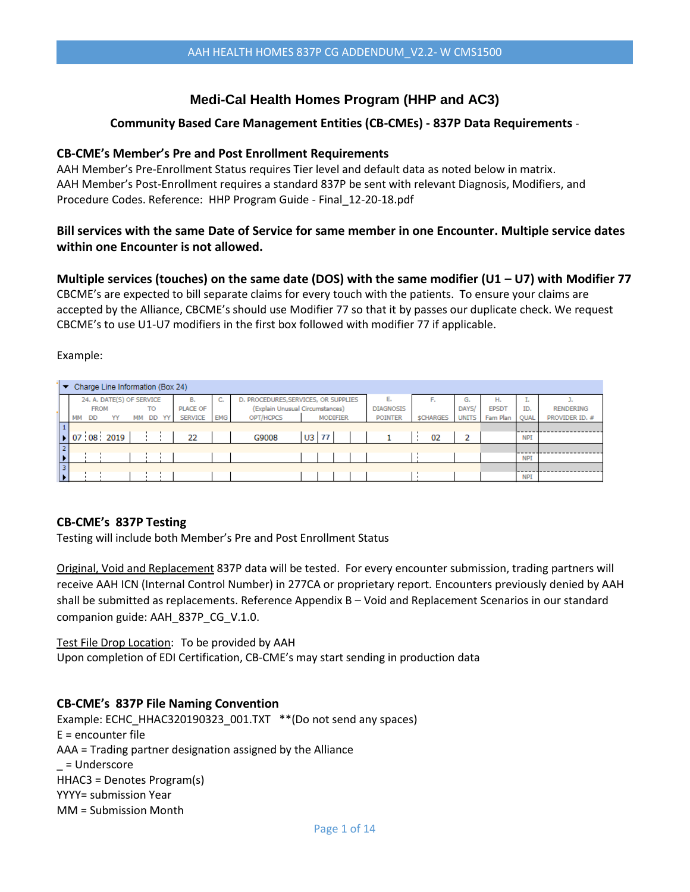# Medi-Cal Health Homes Program (HHP and AC3)

## Community Based Care Management Entities (CB-CMEs) - 837P Data Requirements -

### CB-CME's Member's Pre and Post Enrollment Requirements

AAH Member's Pre-Enrollment Status requires Tier level and default data as noted below in matrix.
AAH Member's Post-Enrollment requires a standard 837P be sent with relevant Diagnosis, Modifiers, and Procedure Codes. Reference: HHP Program Guide - Final_12-20-18.pdf

**Bill services with the same Date of Service for same member in one Encounter. Multiple service dates within one Encounter is not allowed.**

**Multiple services (touches) on the same date (DOS) with the same modifier (U1 – U7) with Modifier 77**
CBCME's are expected to bill separate claims for every touch with the patients. To ensure your claims are accepted by the Alliance, CBCME's should use Modifier 77 so that it by passes our duplicate check. We request CBCME's to use U1-U7 modifiers in the first box followed with modifier 77 if applicable.

Example:

Charge Line Information (Box 24)

| | 24. A. DATE(S) OF SERVICE FROM MM DD YY | TO MM DD YY | B. PLACE OF SERVICE | C. EMG | D. PROCEDURES, SERVICES, OR SUPPLIES (Explain Unusual Circumstances) CPT/HCPCS | MODIFIER | | | | E. DIAGNOSIS POINTER | F. $CHARGES | G. DAYS/ UNITS | H. EPSDT Fam Plan | I. ID. QUAL | J. RENDERING PROVIDER ID. # |
|---|---|---|---|---|---|---|---|---|---|---|---|---|---|---|---|
| 1 | 07 08 2019 | | 22 | | G9008 | U3 | 77 | | | 1 | 02 | 2 | | NPI | |
| 2 | | | | | | | | | | | | | | NPI | |
| 3 | | | | | | | | | | | | | | NPI | |

### CB-CME's 837P Testing

Testing will include both Member's Pre and Post Enrollment Status

Original, Void and Replacement 837P data will be tested. For every encounter submission, trading partners will receive AAH ICN (Internal Control Number) in 277CA or proprietary report. Encounters previously denied by AAH shall be submitted as replacements. Reference Appendix B – Void and Replacement Scenarios in our standard companion guide: AAH_837P_CG_V.1.0.

Test File Drop Location: To be provided by AAH
Upon completion of EDI Certification, CB-CME's may start sending in production data

### CB-CME's 837P File Naming Convention

Example: ECHC_HHAC320190323_001.TXT **(Do not send any spaces)
E = encounter file
AAA = Trading partner designation assigned by the Alliance
_ = Underscore
HHAC3 = Denotes Program(s)
YYYY= submission Year
MM = Submission Month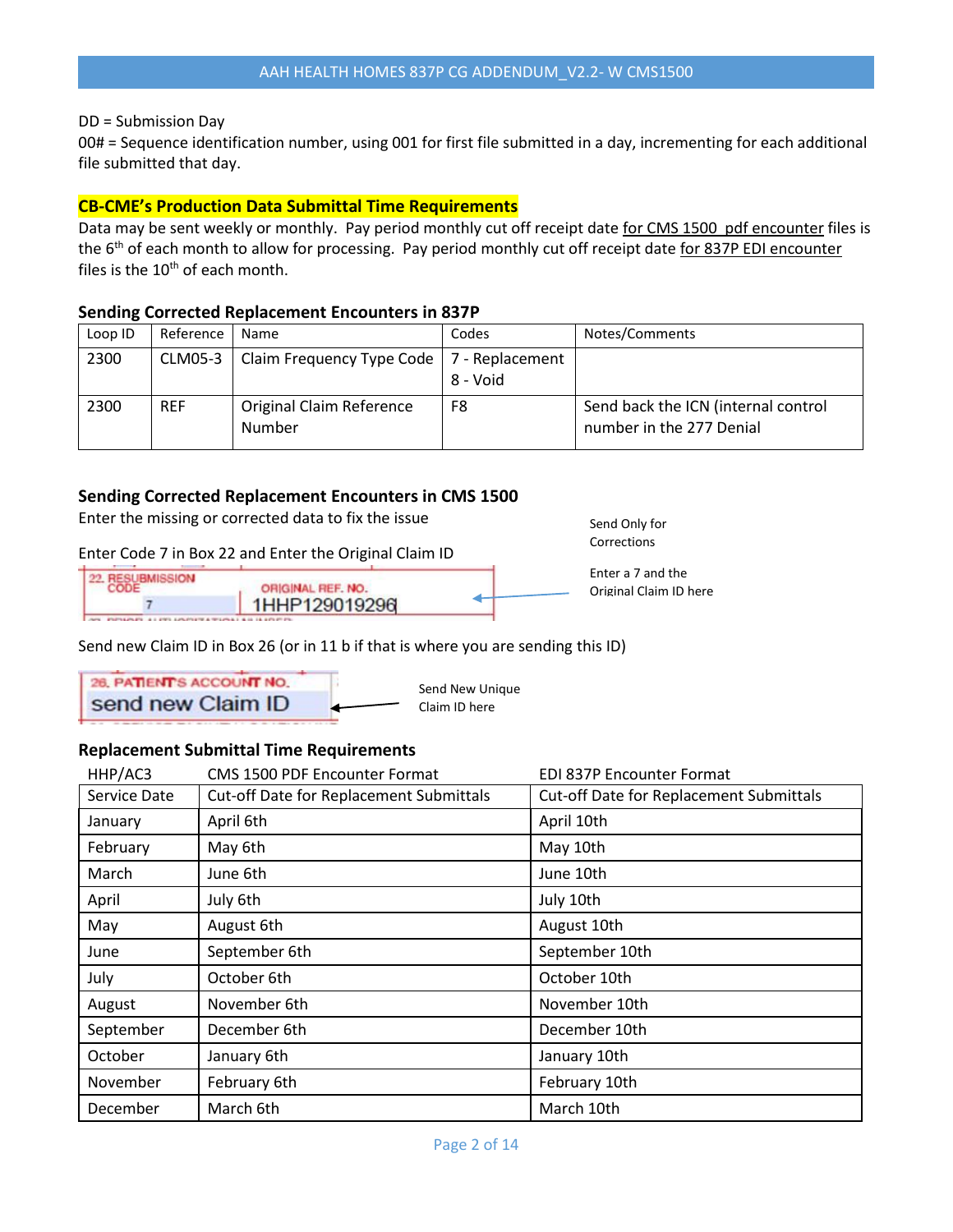DD = Submission Day
00# = Sequence identification number, using 001 for first file submitted in a day, incrementing for each additional file submitted that day.

**CB-CME's Production Data Submittal Time Requirements**

Data may be sent weekly or monthly. Pay period monthly cut off receipt date for CMS 1500 pdf encounter files is the 6th of each month to allow for processing. Pay period monthly cut off receipt date for 837P EDI encounter files is the 10th of each month.

### Sending Corrected Replacement Encounters in 837P

| Loop ID | Reference | Name | Codes | Notes/Comments |
|---|---|---|---|---|
| 2300 | CLM05-3 | Claim Frequency Type Code | 7 - Replacement<br>8 - Void | |
| 2300 | REF | Original Claim Reference Number | F8 | Send back the ICN (internal control number in the 277 Denial |

### Sending Corrected Replacement Encounters in CMS 1500

Enter the missing or corrected data to fix the issue

Enter Code 7 in Box 22 and Enter the Original Claim ID

22. RESUBMISSION CODE: 7 ORIGINAL REF. NO.: 1HHP129019296

Send Only for Corrections

Enter a 7 and the Original Claim ID here

Send new Claim ID in Box 26 (or in 11 b if that is where you are sending this ID)

26. PATIENT'S ACCOUNT NO.: send new Claim ID

Send New Unique Claim ID here

### Replacement Submittal Time Requirements

| HHP/AC3 | CMS 1500 PDF Encounter Format | EDI 837P Encounter Format |
|---|---|---|
| Service Date | Cut-off Date for Replacement Submittals | Cut-off Date for Replacement Submittals |
| January | April 6th | April 10th |
| February | May 6th | May 10th |
| March | June 6th | June 10th |
| April | July 6th | July 10th |
| May | August 6th | August 10th |
| June | September 6th | September 10th |
| July | October 6th | October 10th |
| August | November 6th | November 10th |
| September | December 6th | December 10th |
| October | January 6th | January 10th |
| November | February 6th | February 10th |
| December | March 6th | March 10th |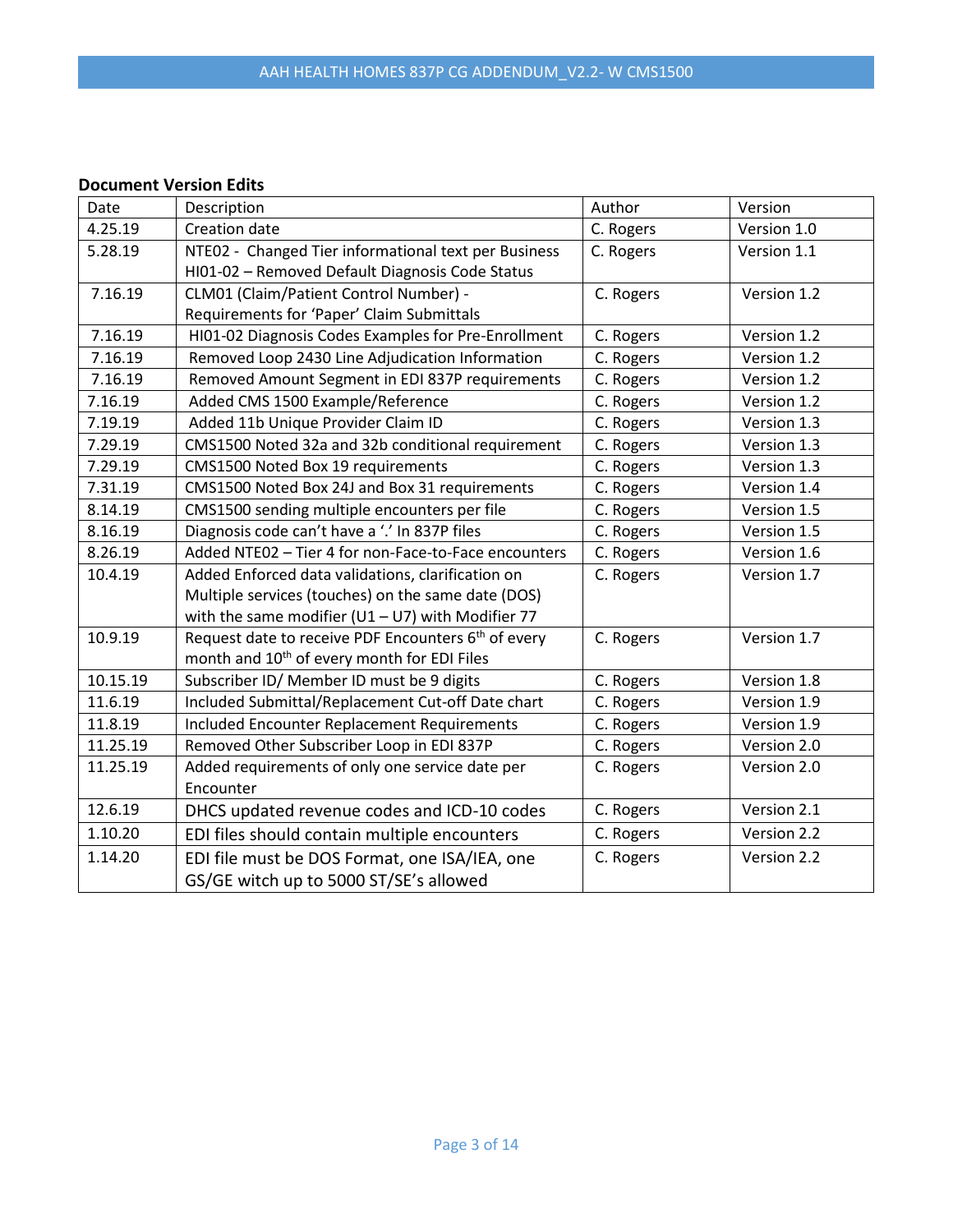**Document Version Edits**

| Date | Description | Author | Version |
|---|---|---|---|
| 4.25.19 | Creation date | C. Rogers | Version 1.0 |
| 5.28.19 | NTE02 - Changed Tier informational text per Business HI01-02 – Removed Default Diagnosis Code Status | C. Rogers | Version 1.1 |
| 7.16.19 | CLM01 (Claim/Patient Control Number) - Requirements for 'Paper' Claim Submittals | C. Rogers | Version 1.2 |
| 7.16.19 | HI01-02 Diagnosis Codes Examples for Pre-Enrollment | C. Rogers | Version 1.2 |
| 7.16.19 | Removed Loop 2430 Line Adjudication Information | C. Rogers | Version 1.2 |
| 7.16.19 | Removed Amount Segment in EDI 837P requirements | C. Rogers | Version 1.2 |
| 7.16.19 | Added CMS 1500 Example/Reference | C. Rogers | Version 1.2 |
| 7.19.19 | Added 11b Unique Provider Claim ID | C. Rogers | Version 1.3 |
| 7.29.19 | CMS1500 Noted 32a and 32b conditional requirement | C. Rogers | Version 1.3 |
| 7.29.19 | CMS1500 Noted Box 19 requirements | C. Rogers | Version 1.3 |
| 7.31.19 | CMS1500 Noted Box 24J and Box 31 requirements | C. Rogers | Version 1.4 |
| 8.14.19 | CMS1500 sending multiple encounters per file | C. Rogers | Version 1.5 |
| 8.16.19 | Diagnosis code can't have a '.' In 837P files | C. Rogers | Version 1.5 |
| 8.26.19 | Added NTE02 – Tier 4 for non-Face-to-Face encounters | C. Rogers | Version 1.6 |
| 10.4.19 | Added Enforced data validations, clarification on Multiple services (touches) on the same date (DOS) with the same modifier (U1 – U7) with Modifier 77 | C. Rogers | Version 1.7 |
| 10.9.19 | Request date to receive PDF Encounters 6th of every month and 10th of every month for EDI Files | C. Rogers | Version 1.7 |
| 10.15.19 | Subscriber ID/ Member ID must be 9 digits | C. Rogers | Version 1.8 |
| 11.6.19 | Included Submittal/Replacement Cut-off Date chart | C. Rogers | Version 1.9 |
| 11.8.19 | Included Encounter Replacement Requirements | C. Rogers | Version 1.9 |
| 11.25.19 | Removed Other Subscriber Loop in EDI 837P | C. Rogers | Version 2.0 |
| 11.25.19 | Added requirements of only one service date per Encounter | C. Rogers | Version 2.0 |
| 12.6.19 | DHCS updated revenue codes and ICD-10 codes | C. Rogers | Version 2.1 |
| 1.10.20 | EDI files should contain multiple encounters | C. Rogers | Version 2.2 |
| 1.14.20 | EDI file must be DOS Format, one ISA/IEA, one GS/GE witch up to 5000 ST/SE's allowed | C. Rogers | Version 2.2 |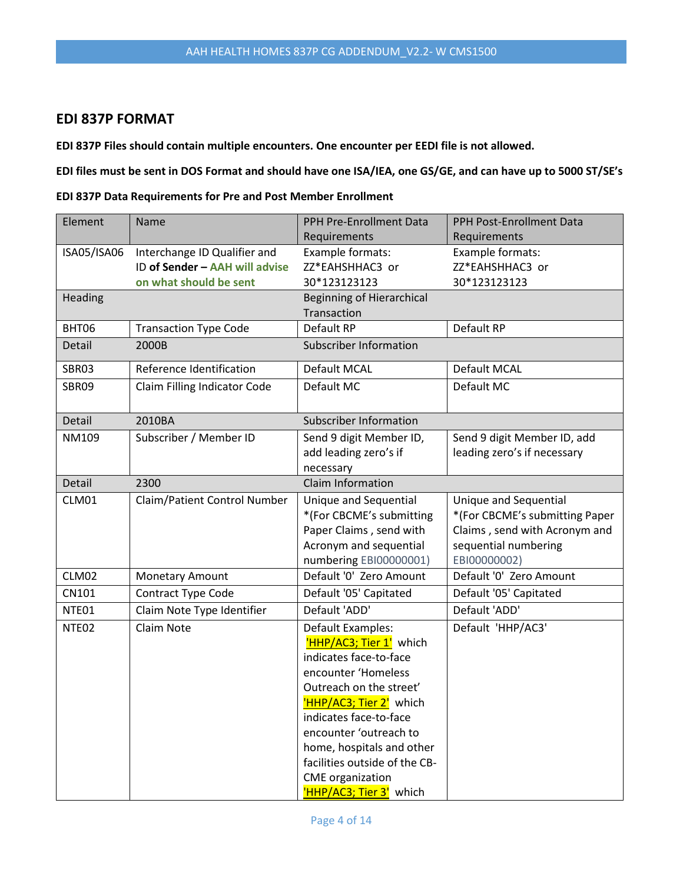## EDI 837P FORMAT

**EDI 837P Files should contain multiple encounters. One encounter per EEDI file is not allowed.**

**EDI files must be sent in DOS Format and should have one ISA/IEA, one GS/GE, and can have up to 5000 ST/SE's**

**EDI 837P Data Requirements for Pre and Post Member Enrollment**

| Element | Name | PPH Pre-Enrollment Data Requirements | PPH Post-Enrollment Data Requirements |
|---|---|---|---|
| ISA05/ISA06 | Interchange ID Qualifier and ID **of Sender – AAH will advise on what should be sent** | Example formats: ZZ*EAHSHHAC3 or 30*123123123 | Example formats: ZZ*EAHSHHAC3 or 30*123123123 |
| Heading | | Beginning of Hierarchical Transaction | |
| BHT06 | Transaction Type Code | Default RP | Default RP |
| Detail | 2000B | Subscriber Information | |
| SBR03 | Reference Identification | Default MCAL | Default MCAL |
| SBR09 | Claim Filling Indicator Code | Default MC | Default MC |
| Detail | 2010BA | Subscriber Information | |
| NM109 | Subscriber / Member ID | Send 9 digit Member ID, add leading zero's if necessary | Send 9 digit Member ID, add leading zero's if necessary |
| Detail | 2300 | Claim Information | |
| CLM01 | Claim/Patient Control Number | Unique and Sequential *(For CBCME's submitting Paper Claims , send with Acronym and sequential numbering EBI00000001) | Unique and Sequential *(For CBCME's submitting Paper Claims , send with Acronym and sequential numbering EBI00000002) |
| CLM02 | Monetary Amount | Default '0' Zero Amount | Default '0' Zero Amount |
| CN101 | Contract Type Code | Default '05' Capitated | Default '05' Capitated |
| NTE01 | Claim Note Type Identifier | Default 'ADD' | Default 'ADD' |
| NTE02 | Claim Note | Default Examples: 'HHP/AC3; Tier 1' which indicates face-to-face encounter 'Homeless Outreach on the street' 'HHP/AC3; Tier 2' which indicates face-to-face encounter 'outreach to home, hospitals and other facilities outside of the CB-CME organization 'HHP/AC3; Tier 3' which | Default 'HHP/AC3' |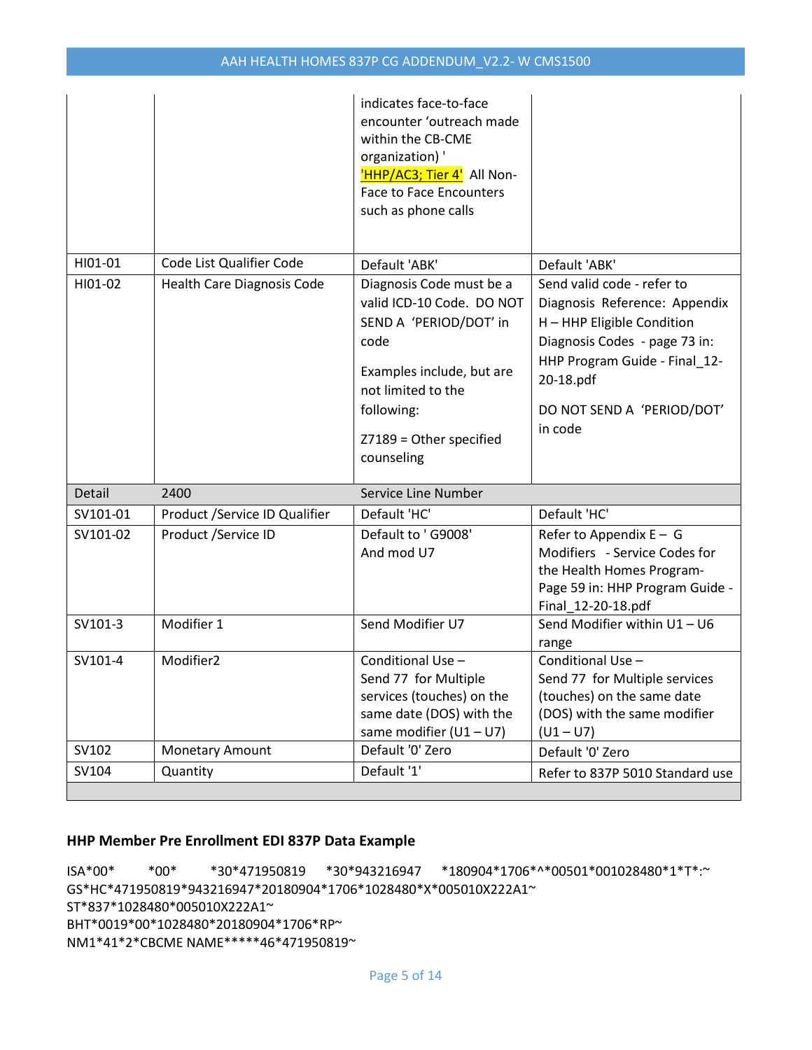| | | indicates face-to-face encounter 'outreach made within the CB-CME organization) ' 'HHP/AC3; Tier 4' All Non-Face to Face Encounters such as phone calls | |
|---|---|---|---|
| HI01-01 | Code List Qualifier Code | Default 'ABK' | Default 'ABK' |
| HI01-02 | Health Care Diagnosis Code | Diagnosis Code must be a valid ICD-10 Code. DO NOT SEND A 'PERIOD/DOT' in code<br><br>Examples include, but are not limited to the following:<br><br>Z7189 = Other specified counseling | Send valid code - refer to Diagnosis Reference: Appendix H – HHP Eligible Condition Diagnosis Codes - page 73 in: HHP Program Guide - Final_12-20-18.pdf<br><br>DO NOT SEND A 'PERIOD/DOT' in code |
| Detail | 2400 | Service Line Number | |
| SV101-01 | Product /Service ID Qualifier | Default 'HC' | Default 'HC' |
| SV101-02 | Product /Service ID | Default to ' G9008' And mod U7 | Refer to Appendix E – G Modifiers - Service Codes for the Health Homes Program- Page 59 in: HHP Program Guide - Final_12-20-18.pdf |
| SV101-3 | Modifier 1 | Send Modifier U7 | Send Modifier within U1 – U6 range |
| SV101-4 | Modifier2 | Conditional Use – Send 77 for Multiple services (touches) on the same date (DOS) with the same modifier (U1 – U7) | Conditional Use – Send 77 for Multiple services (touches) on the same date (DOS) with the same modifier (U1 – U7) |
| SV102 | Monetary Amount | Default '0' Zero | Default '0' Zero |
| SV104 | Quantity | Default '1' | Refer to 837P 5010 Standard use |

### HHP Member Pre Enrollment EDI 837P Data Example

```
ISA*00*          *00*          *30*471950819      *30*943216947      *180904*1706*^*00501*001028480*1*T*:~
GS*HC*471950819*943216947*20180904*1706*1028480*X*005010X222A1~
ST*837*1028480*005010X222A1~
BHT*0019*00*1028480*20180904*1706*RP~
NM1*41*2*CBCME NAME*****46*471950819~
```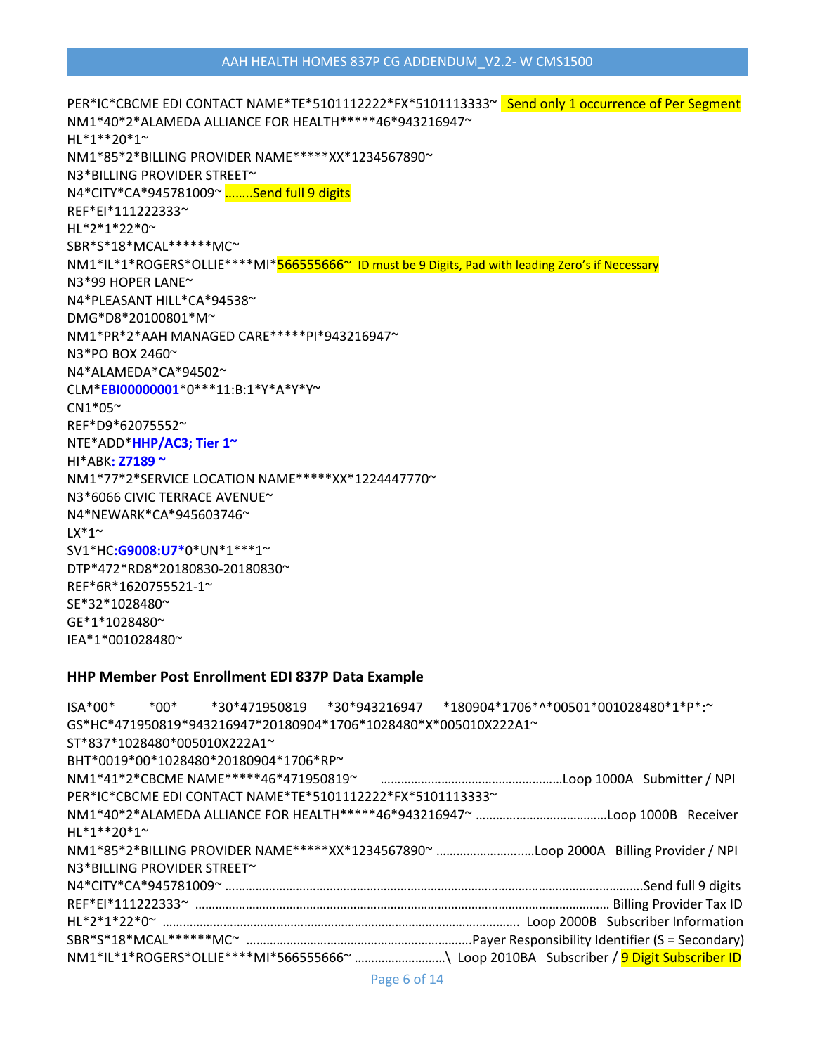```
PER*IC*CBCME EDI CONTACT NAME*TE*5101112222*FX*5101113333~  Send only 1 occurrence of Per Segment
NM1*40*2*ALAMEDA ALLIANCE FOR HEALTH*****46*943216947~
HL*1**20*1~
NM1*85*2*BILLING PROVIDER NAME*****XX*1234567890~
N3*BILLING PROVIDER STREET~
N4*CITY*CA*945781009~ ........Send full 9 digits
REF*EI*111222333~
HL*2*1*22*0~
SBR*S*18*MCAL******MC~
NM1*IL*1*ROGERS*OLLIE****MI*566555666~  ID must be 9 Digits, Pad with leading Zero's if Necessary
N3*99 HOPER LANE~
N4*PLEASANT HILL*CA*94538~
DMG*D8*20100801*M~
NM1*PR*2*AAH MANAGED CARE*****PI*943216947~
N3*PO BOX 2460~
N4*ALAMEDA*CA*94502~
CLM*EBI00000001*0***11:B:1*Y*A*Y*Y~
CN1*05~
REF*D9*62075552~
NTE*ADD*HHP/AC3; Tier 1~
HI*ABK: Z7189 ~
NM1*77*2*SERVICE LOCATION NAME*****XX*1224447770~
N3*6066 CIVIC TERRACE AVENUE~
N4*NEWARK*CA*945603746~
LX*1~
SV1*HC:G9008:U7*0*UN*1***1~
DTP*472*RD8*20180830-20180830~
REF*6R*1620755521-1~
SE*32*1028480~
GE*1*1028480~
IEA*1*001028480~
```

### HHP Member Post Enrollment EDI 837P Data Example

```
ISA*00*        *00*        *30*471950819      *30*943216947      *180904*1706*^*00501*001028480*1*P*:~
GS*HC*471950819*943216947*20180904*1706*1028480*X*005010X222A1~
ST*837*1028480*005010X222A1~
BHT*0019*00*1028480*20180904*1706*RP~
NM1*41*2*CBCME NAME*****46*471950819~  ......................................Loop 1000A  Submitter / NPI
PER*IC*CBCME EDI CONTACT NAME*TE*5101112222*FX*5101113333~
NM1*40*2*ALAMEDA ALLIANCE FOR HEALTH*****46*943216947~ ......................Loop 1000B  Receiver
HL*1**20*1~
NM1*85*2*BILLING PROVIDER NAME*****XX*1234567890~ ..........................Loop 2000A  Billing Provider / NPI
N3*BILLING PROVIDER STREET~
N4*CITY*CA*945781009~ .......................................................Send full 9 digits
REF*EI*111222333~ ..........................................................Billing Provider Tax ID
HL*2*1*22*0~ ..................................................................Loop 2000B  Subscriber Information
SBR*S*18*MCAL******MC~ ..................................................Payer Responsibility Identifier (S = Secondary)
NM1*IL*1*ROGERS*OLLIE****MI*566555666~ ...........................\ Loop 2010BA  Subscriber / 9 Digit Subscriber ID
```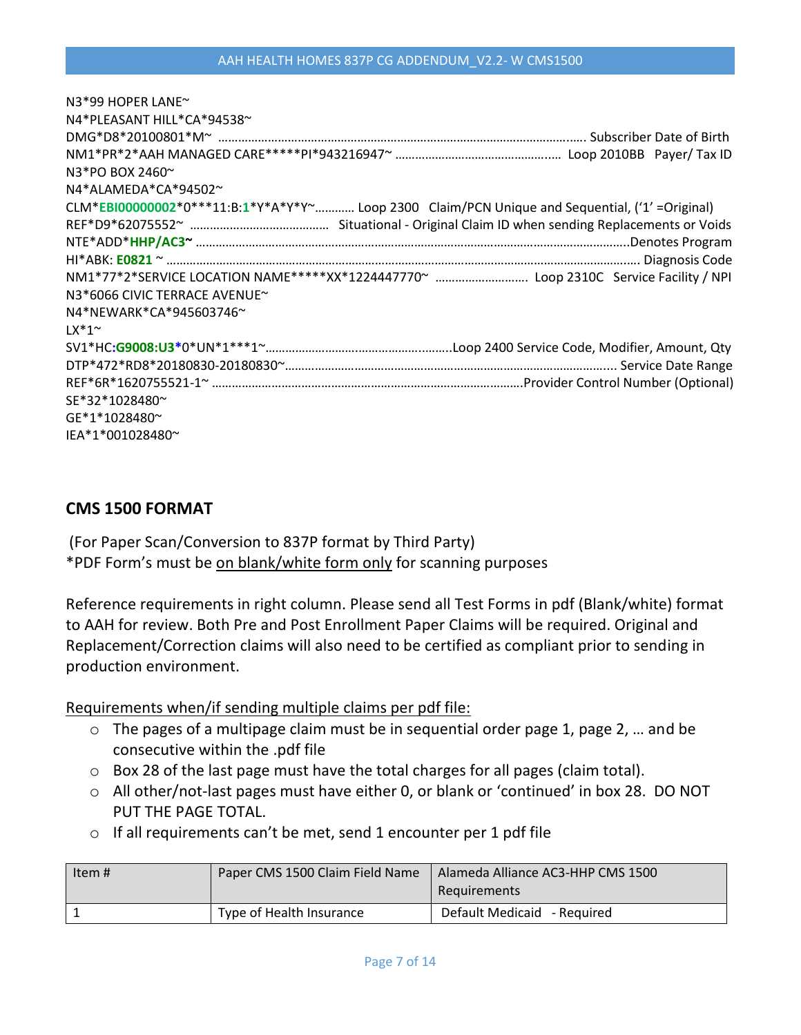```
N3*99 HOPER LANE~
N4*PLEASANT HILL*CA*94538~
DMG*D8*20100801*M~ ……………………………………………………………………………………….. Subscriber Date of Birth
NM1*PR*2*AAH MANAGED CARE*****PI*943216947~ …………………………………….. Loop 2010BB  Payer/ Tax ID
N3*PO BOX 2460~
N4*ALAMEDA*CA*94502~
CLM*EBI00000002*0***11:B:1*Y*A*Y*Y~………… Loop 2300  Claim/PCN Unique and Sequential, ('1' =Original)
REF*D9*62075552~ …………………………………… Situational - Original Claim ID when sending Replacements or Voids
NTE*ADD*HHP/AC3~ ……………………………………………………………………………………………………..Denotes Program
HI*ABK: E0821 ~ ……………………………………………………………………………………………………………. Diagnosis Code
NM1*77*2*SERVICE LOCATION NAME*****XX*1224447770~ ………………………. Loop 2310C  Service Facility / NPI
N3*6066 CIVIC TERRACE AVENUE~
N4*NEWARK*CA*945603746~
LX*1~
SV1*HC:G9008:U3*0*UN*1***1~……………………………………………..Loop 2400 Service Code, Modifier, Amount, Qty
DTP*472*RD8*20180830-20180830~…………………………………………………………………………… Service Date Range
REF*6R*1620755521-1~ …………………………………………………………………………….Provider Control Number (Optional)
SE*32*1028480~
GE*1*1028480~
IEA*1*001028480~
```

## CMS 1500 FORMAT

(For Paper Scan/Conversion to 837P format by Third Party)
*PDF Form's must be <u>on blank/white form only</u> for scanning purposes

Reference requirements in right column. Please send all Test Forms in pdf (Blank/white) format to AAH for review. Both Pre and Post Enrollment Paper Claims will be required. Original and Replacement/Correction claims will also need to be certified as compliant prior to sending in production environment.

<u>Requirements when/if sending multiple claims per pdf file:</u>

- The pages of a multipage claim must be in sequential order page 1, page 2, … and be consecutive within the .pdf file
- Box 28 of the last page must have the total charges for all pages (claim total).
- All other/not-last pages must have either 0, or blank or 'continued' in box 28. DO NOT PUT THE PAGE TOTAL.
- If all requirements can't be met, send 1 encounter per 1 pdf file

| Item # | Paper CMS 1500 Claim Field Name | Alameda Alliance AC3-HHP CMS 1500 Requirements |
|---|---|---|
| 1 | Type of Health Insurance | Default Medicaid - Required |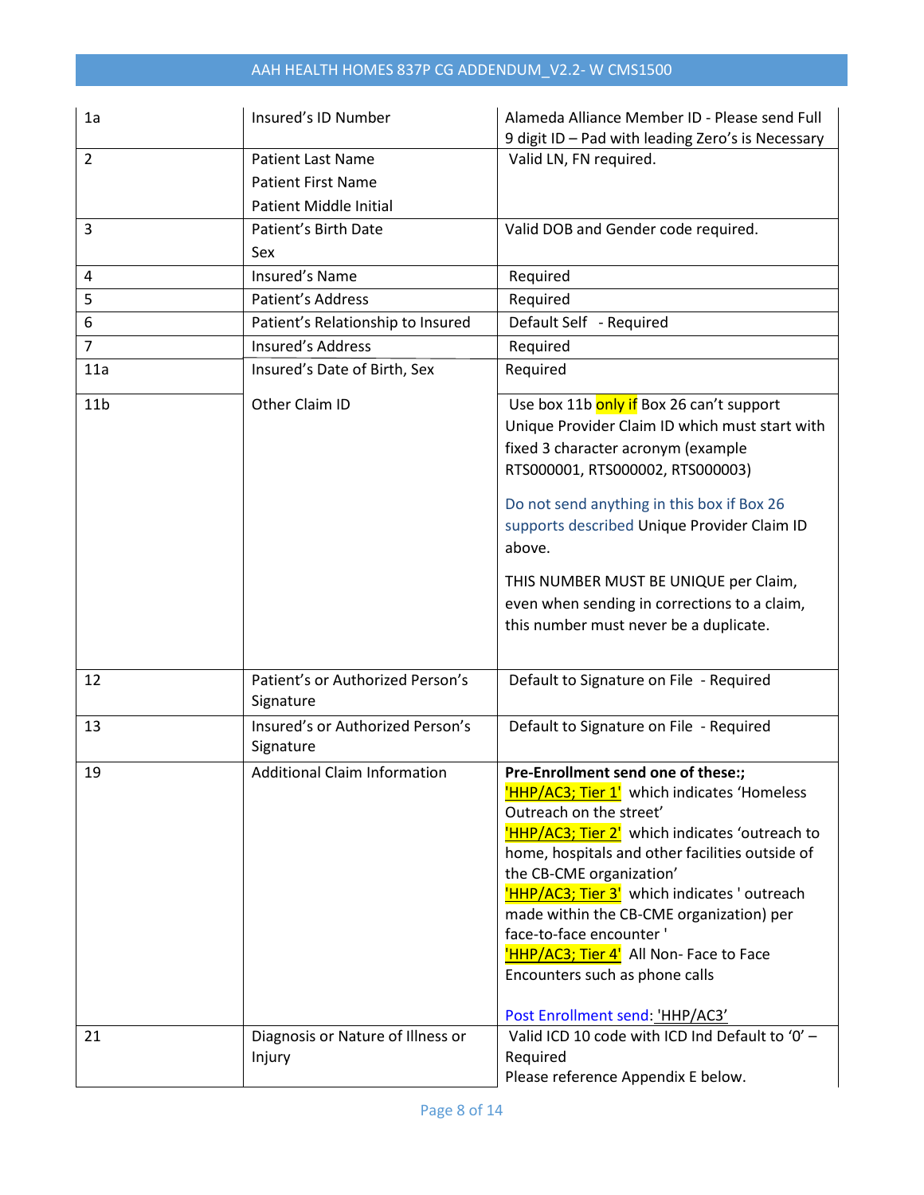| 1a | Insured's ID Number | Alameda Alliance Member ID - Please send Full 9 digit ID – Pad with leading Zero's is Necessary |
|---|---|---|
| 2 | Patient Last Name<br>Patient First Name<br>Patient Middle Initial | Valid LN, FN required. |
| 3 | Patient's Birth Date<br>Sex | Valid DOB and Gender code required. |
| 4 | Insured's Name | Required |
| 5 | Patient's Address | Required |
| 6 | Patient's Relationship to Insured | Default Self - Required |
| 7 | Insured's Address | Required |
| 11a | Insured's Date of Birth, Sex | Required |
| 11b | Other Claim ID | Use box 11b only if Box 26 can't support Unique Provider Claim ID which must start with fixed 3 character acronym (example RTS000001, RTS000002, RTS000003)<br><br>Do not send anything in this box if Box 26 supports described Unique Provider Claim ID above.<br><br>THIS NUMBER MUST BE UNIQUE per Claim, even when sending in corrections to a claim, this number must never be a duplicate. |
| 12 | Patient's or Authorized Person's Signature | Default to Signature on File - Required |
| 13 | Insured's or Authorized Person's Signature | Default to Signature on File - Required |
| 19 | Additional Claim Information | **Pre-Enrollment send one of these:;**<br>'HHP/AC3; Tier 1' which indicates 'Homeless Outreach on the street'<br>'HHP/AC3; Tier 2' which indicates 'outreach to home, hospitals and other facilities outside of the CB-CME organization'<br>'HHP/AC3; Tier 3' which indicates ' outreach made within the CB-CME organization) per face-to-face encounter '<br>'HHP/AC3; Tier 4' All Non- Face to Face Encounters such as phone calls<br><br>Post Enrollment send: 'HHP/AC3' |
| 21 | Diagnosis or Nature of Illness or Injury | Valid ICD 10 code with ICD Ind Default to '0' – Required<br>Please reference Appendix E below. |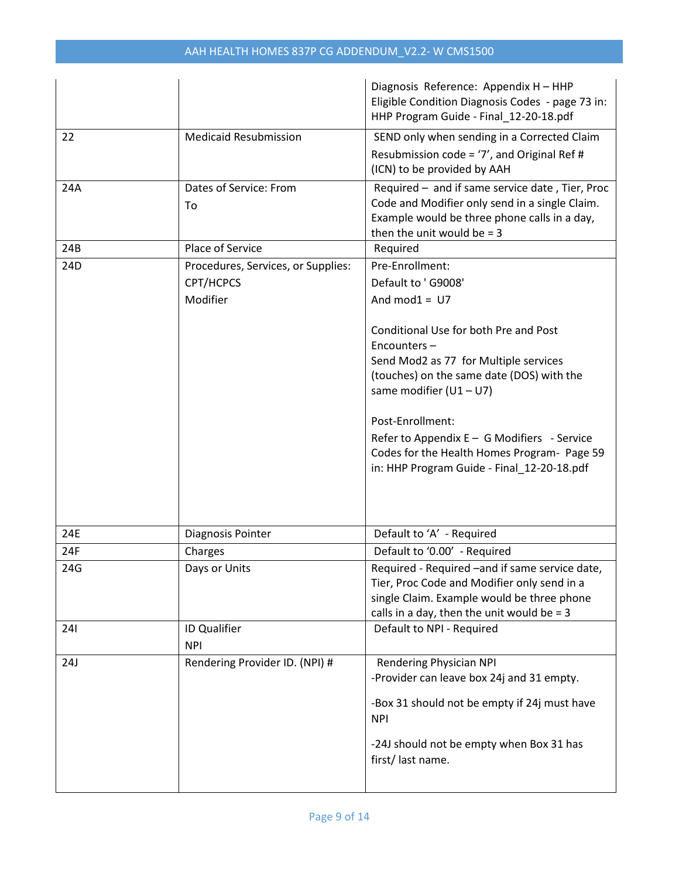| | | |
|---|---|---|
| | | Diagnosis Reference: Appendix H – HHP Eligible Condition Diagnosis Codes - page 73 in: HHP Program Guide - Final_12-20-18.pdf |
| 22 | Medicaid Resubmission | SEND only when sending in a Corrected Claim<br>Resubmission code = '7', and Original Ref # (ICN) to be provided by AAH |
| 24A | Dates of Service: From<br>To | Required – and if same service date , Tier, Proc Code and Modifier only send in a single Claim. Example would be three phone calls in a day, then the unit would be = 3 |
| 24B | Place of Service | Required |
| 24D | Procedures, Services, or Supplies: CPT/HCPCS<br>Modifier | Pre-Enrollment:<br>Default to ' G9008'<br>And mod1 = U7<br><br>Conditional Use for both Pre and Post Encounters –<br>Send Mod2 as 77 for Multiple services (touches) on the same date (DOS) with the same modifier (U1 – U7)<br><br>Post-Enrollment:<br>Refer to Appendix E – G Modifiers - Service Codes for the Health Homes Program- Page 59 in: HHP Program Guide - Final_12-20-18.pdf |
| 24E | Diagnosis Pointer | Default to 'A' - Required |
| 24F | Charges | Default to '0.00' - Required |
| 24G | Days or Units | Required - Required –and if same service date, Tier, Proc Code and Modifier only send in a single Claim. Example would be three phone calls in a day, then the unit would be = 3 |
| 24I | ID Qualifier<br>NPI | Default to NPI - Required |
| 24J | Rendering Provider ID. (NPI) # | Rendering Physician NPI<br>-Provider can leave box 24j and 31 empty.<br><br>-Box 31 should not be empty if 24j must have NPI<br><br>-24J should not be empty when Box 31 has first/ last name. |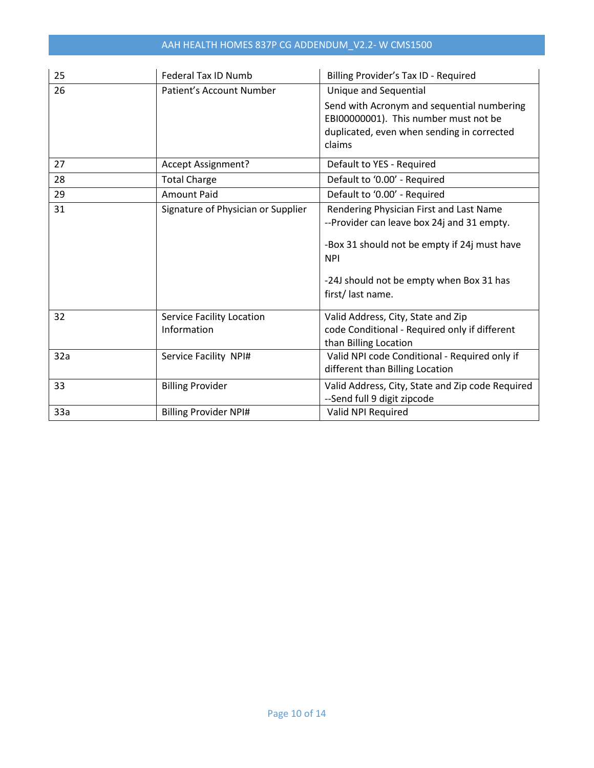| 25 | Federal Tax ID Numb | Billing Provider's Tax ID - Required |
|---|---|---|
| 26 | Patient's Account Number | Unique and Sequential<br><br>Send with Acronym and sequential numbering EBI00000001). This number must not be duplicated, even when sending in corrected claims |
| 27 | Accept Assignment? | Default to YES - Required |
| 28 | Total Charge | Default to '0.00' - Required |
| 29 | Amount Paid | Default to '0.00' - Required |
| 31 | Signature of Physician or Supplier | Rendering Physician First and Last Name<br>--Provider can leave box 24j and 31 empty.<br><br>-Box 31 should not be empty if 24j must have NPI<br><br>-24J should not be empty when Box 31 has first/ last name. |
| 32 | Service Facility Location Information | Valid Address, City, State and Zip code Conditional - Required only if different than Billing Location |
| 32a | Service Facility NPI# | Valid NPI code Conditional - Required only if different than Billing Location |
| 33 | Billing Provider | Valid Address, City, State and Zip code Required<br>--Send full 9 digit zipcode |
| 33a | Billing Provider NPI# | Valid NPI Required |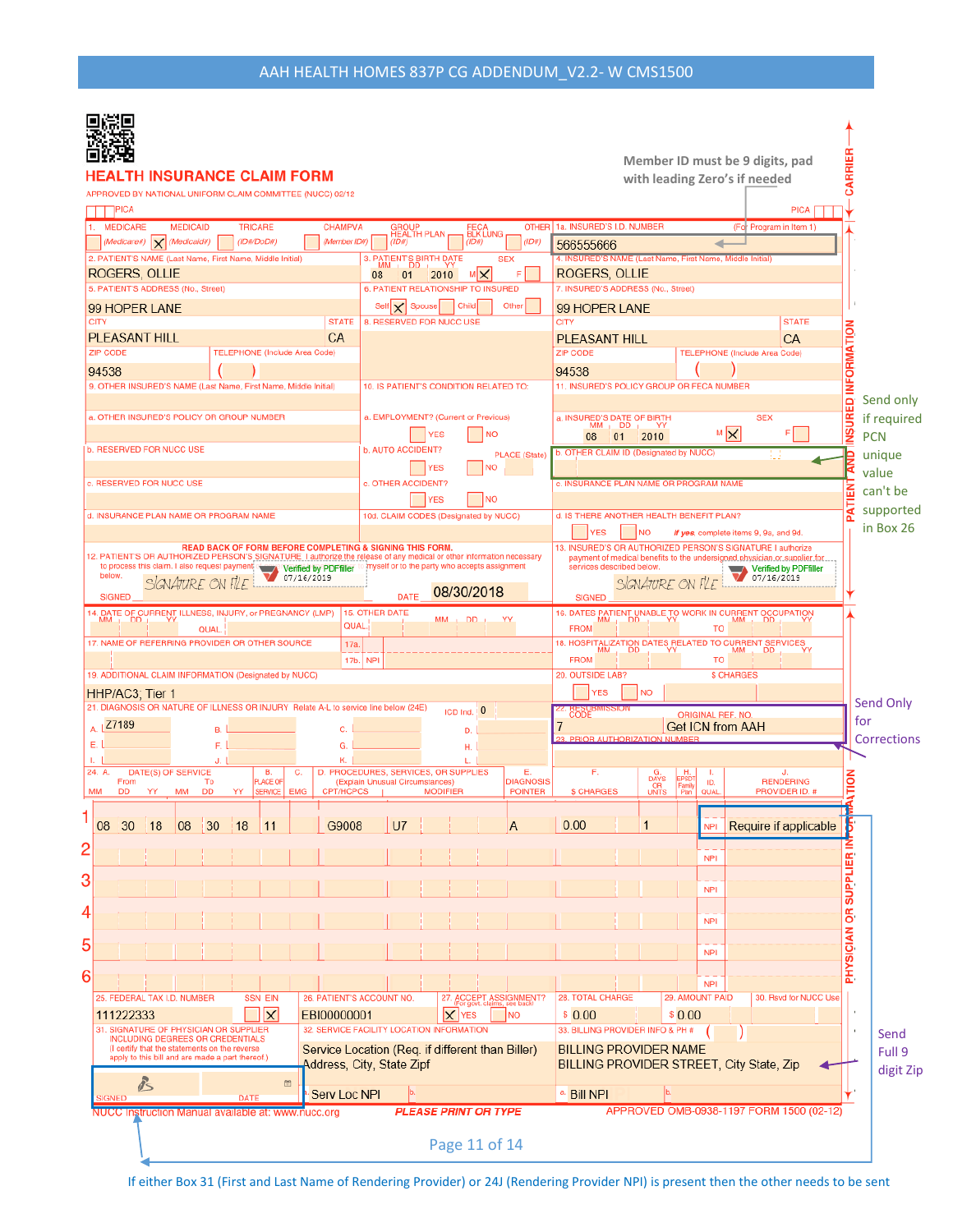AAH HEALTH HOMES 837P CG ADDENDUM_V2.2- W CMS1500

# HEALTH INSURANCE CLAIM FORM

APPROVED BY NATIONAL UNIFORM CLAIM COMMITTEE (NUCC) 02/12

Member ID must be 9 digits, pad with leading Zero's if needed

| Field | Value |
|---|---|
| 1. MEDICARE / MEDICAID / TRICARE / CHAMPVA / GROUP HEALTH PLAN / FECA BLK LUNG / OTHER | MEDICAID (X) |
| 1a. INSURED'S I.D. NUMBER | 566555666 |
| 2. PATIENT'S NAME | ROGERS, OLLIE |
| 3. PATIENT'S BIRTH DATE / SEX | 08 01 2010 / M (X) |
| 4. INSURED'S NAME | ROGERS, OLLIE |
| 5. PATIENT'S ADDRESS | 99 HOPER LANE, PLEASANT HILL, CA 94538 |
| 6. PATIENT RELATIONSHIP TO INSURED | Self (X) |
| 7. INSURED'S ADDRESS | 99 HOPER LANE, PLEASANT HILL, CA 94538 |
| 10a. EMPLOYMENT? | NO |
| 10b. AUTO ACCIDENT? | NO |
| 10c. OTHER ACCIDENT? | NO |
| 11a. INSURED'S DATE OF BIRTH / SEX | 08 01 2010 / M (X) |
| 11b. OTHER CLAIM ID (Designated by NUCC) | Send only if required PCN unique value can't be supported in Box 26 |
| 12. PATIENT'S OR AUTHORIZED PERSON'S SIGNATURE | SIGNATURE ON FILE — DATE 08/30/2018 |
| 13. INSURED'S OR AUTHORIZED PERSON'S SIGNATURE | SIGNATURE ON FILE |
| 19. ADDITIONAL CLAIM INFORMATION | HHP/AC3; Tier 1 |
| 21. DIAGNOSIS (ICD Ind. 0) | A. Z7189 |
| 22. RESUBMISSION CODE / ORIGINAL REF. NO. | 7 / Get ICN from AAH (Send Only for Corrections) |

24. Service Lines

| Line | From (MM DD YY) | To (MM DD YY) | Place of Service | EMG | CPT/HCPCS | Modifier | Diagnosis Pointer | $ Charges | Days or Units | ID Qual | Rendering Provider ID # |
|---|---|---|---|---|---|---|---|---|---|---|---|
| 1 | 08 30 18 | 08 30 18 | 11 | | G9008 | U7 | A | 0.00 | 1 | NPI | Require if applicable |
| 2 | | | | | | | | | | NPI | |
| 3 | | | | | | | | | | NPI | |
| 4 | | | | | | | | | | NPI | |
| 5 | | | | | | | | | | NPI | |
| 6 | | | | | | | | | | NPI | |

| Field | Value |
|---|---|
| 25. FEDERAL TAX I.D. NUMBER | 111222333 (EIN) |
| 26. PATIENT'S ACCOUNT NO. | EBI00000001 |
| 27. ACCEPT ASSIGNMENT? | YES |
| 28. TOTAL CHARGE | $ 0.00 |
| 29. AMOUNT PAID | $ 0.00 |
| 31. SIGNATURE OF PHYSICIAN OR SUPPLIER | |
| 32. SERVICE FACILITY LOCATION INFORMATION | Service Location (Req. if different than Biller) Address, City, State Zipf; a. Serv Loc NPI |
| 33. BILLING PROVIDER INFO & PH # | BILLING PROVIDER NAME; BILLING PROVIDER STREET, City State, Zip (Send Full 9 digit Zip); a. Bill NPI |

NUCC Instruction Manual available at: www.nucc.org — PLEASE PRINT OR TYPE — APPROVED OMB-0938-1197 FORM 1500 (02-12)

If either Box 31 (First and Last Name of Rendering Provider) or 24J (Rendering Provider NPI) is present then the other needs to be sent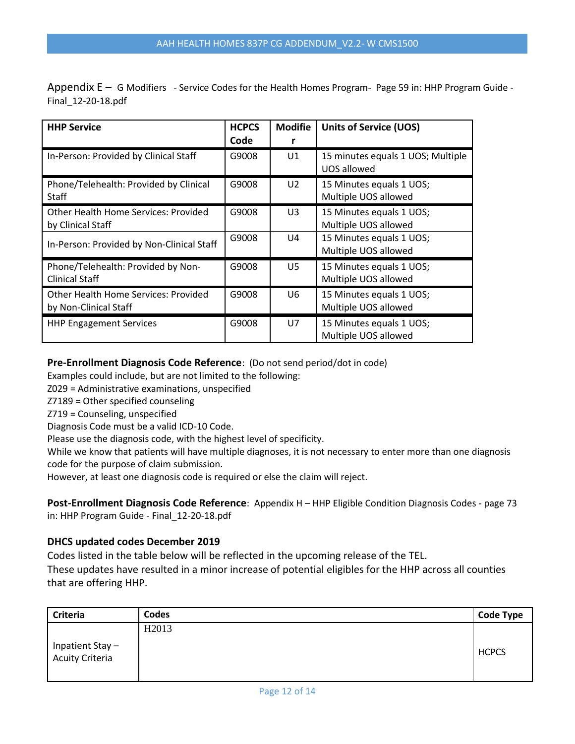Appendix E – G Modifiers - Service Codes for the Health Homes Program- Page 59 in: HHP Program Guide - Final_12-20-18.pdf

| HHP Service | HCPCS Code | Modifier | Units of Service (UOS) |
|---|---|---|---|
| In-Person: Provided by Clinical Staff | G9008 | U1 | 15 minutes equals 1 UOS; Multiple UOS allowed |
| Phone/Telehealth: Provided by Clinical Staff | G9008 | U2 | 15 Minutes equals 1 UOS; Multiple UOS allowed |
| Other Health Home Services: Provided by Clinical Staff | G9008 | U3 | 15 Minutes equals 1 UOS; Multiple UOS allowed |
| In-Person: Provided by Non-Clinical Staff | G9008 | U4 | 15 Minutes equals 1 UOS; Multiple UOS allowed |
| Phone/Telehealth: Provided by Non-Clinical Staff | G9008 | U5 | 15 Minutes equals 1 UOS; Multiple UOS allowed |
| Other Health Home Services: Provided by Non-Clinical Staff | G9008 | U6 | 15 Minutes equals 1 UOS; Multiple UOS allowed |
| HHP Engagement Services | G9008 | U7 | 15 Minutes equals 1 UOS; Multiple UOS allowed |

**Pre-Enrollment Diagnosis Code Reference**: (Do not send period/dot in code)

Examples could include, but are not limited to the following:

Z029 = Administrative examinations, unspecified

Z7189 = Other specified counseling

Z719 = Counseling, unspecified

Diagnosis Code must be a valid ICD-10 Code.

Please use the diagnosis code, with the highest level of specificity.

While we know that patients will have multiple diagnoses, it is not necessary to enter more than one diagnosis code for the purpose of claim submission.

However, at least one diagnosis code is required or else the claim will reject.

**Post-Enrollment Diagnosis Code Reference**: Appendix H – HHP Eligible Condition Diagnosis Codes - page 73 in: HHP Program Guide - Final_12-20-18.pdf

**DHCS updated codes December 2019**

Codes listed in the table below will be reflected in the upcoming release of the TEL.

These updates have resulted in a minor increase of potential eligibles for the HHP across all counties that are offering HHP.

| Criteria | Codes | Code Type |
|---|---|---|
| Inpatient Stay – Acuity Criteria | H2013 | HCPCS |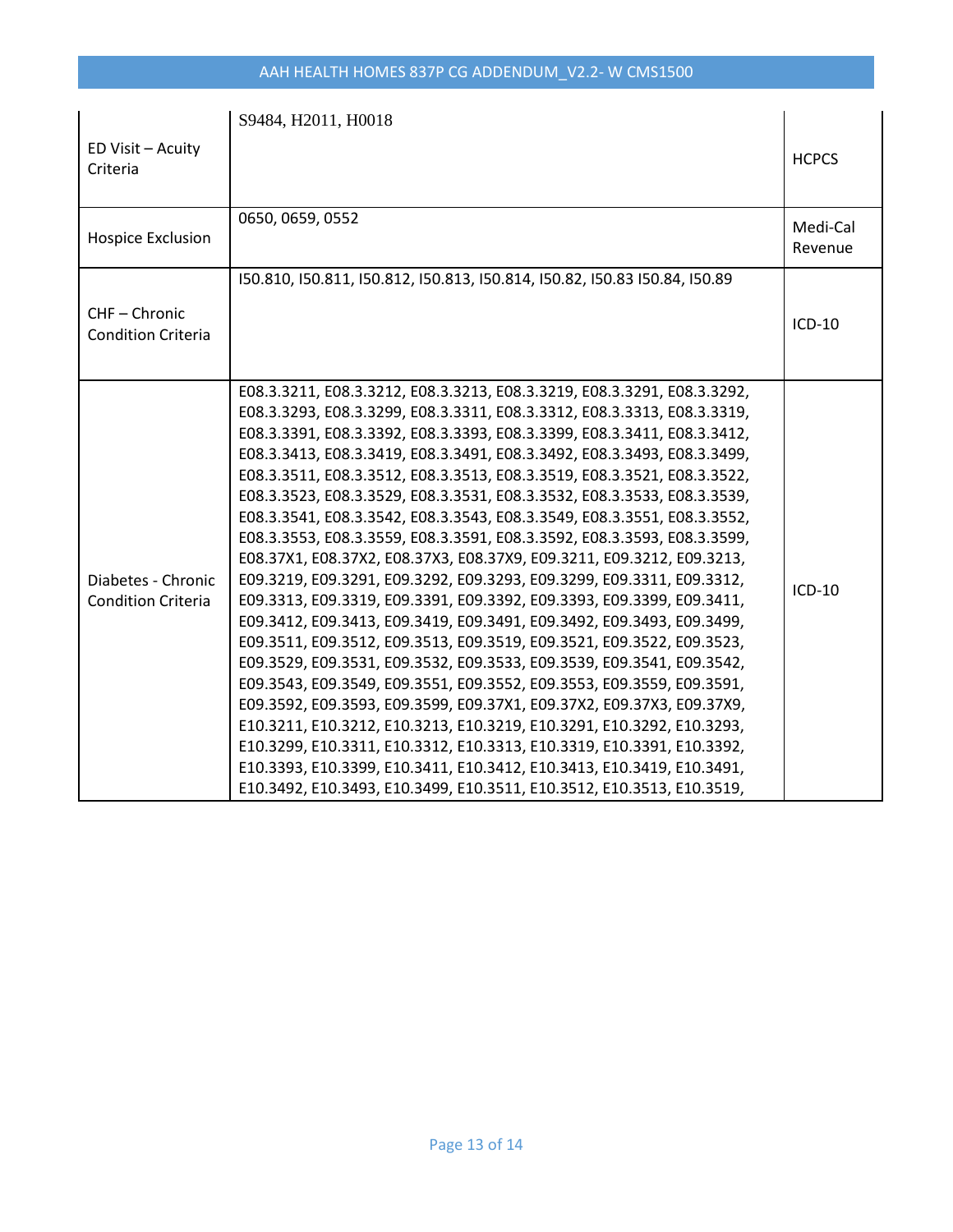| | | |
|---|---|---|
| ED Visit – Acuity Criteria | S9484, H2011, H0018 | HCPCS |
| Hospice Exclusion | 0650, 0659, 0552 | Medi-Cal Revenue |
| CHF – Chronic Condition Criteria | I50.810, I50.811, I50.812, I50.813, I50.814, I50.82, I50.83 I50.84, I50.89 | ICD-10 |
| Diabetes - Chronic Condition Criteria | E08.3.3211, E08.3.3212, E08.3.3213, E08.3.3219, E08.3.3291, E08.3.3292, E08.3.3293, E08.3.3299, E08.3.3311, E08.3.3312, E08.3.3313, E08.3.3319, E08.3.3391, E08.3.3392, E08.3.3393, E08.3.3399, E08.3.3411, E08.3.3412, E08.3.3413, E08.3.3419, E08.3.3491, E08.3.3492, E08.3.3493, E08.3.3499, E08.3.3511, E08.3.3512, E08.3.3513, E08.3.3519, E08.3.3521, E08.3.3522, E08.3.3523, E08.3.3529, E08.3.3531, E08.3.3532, E08.3.3533, E08.3.3539, E08.3.3541, E08.3.3542, E08.3.3543, E08.3.3549, E08.3.3551, E08.3.3552, E08.3.3553, E08.3.3559, E08.3.3591, E08.3.3592, E08.3.3593, E08.3.3599, E08.37X1, E08.37X2, E08.37X3, E08.37X9, E09.3211, E09.3212, E09.3213, E09.3219, E09.3291, E09.3292, E09.3293, E09.3299, E09.3311, E09.3312, E09.3313, E09.3319, E09.3391, E09.3392, E09.3393, E09.3399, E09.3411, E09.3412, E09.3413, E09.3419, E09.3491, E09.3492, E09.3493, E09.3499, E09.3511, E09.3512, E09.3513, E09.3519, E09.3521, E09.3522, E09.3523, E09.3529, E09.3531, E09.3532, E09.3533, E09.3539, E09.3541, E09.3542, E09.3543, E09.3549, E09.3551, E09.3552, E09.3553, E09.3559, E09.3591, E09.3592, E09.3593, E09.3599, E09.37X1, E09.37X2, E09.37X3, E09.37X9, E10.3211, E10.3212, E10.3213, E10.3219, E10.3291, E10.3292, E10.3293, E10.3299, E10.3311, E10.3312, E10.3313, E10.3319, E10.3391, E10.3392, E10.3393, E10.3399, E10.3411, E10.3412, E10.3413, E10.3419, E10.3491, E10.3492, E10.3493, E10.3499, E10.3511, E10.3512, E10.3513, E10.3519, | ICD-10 |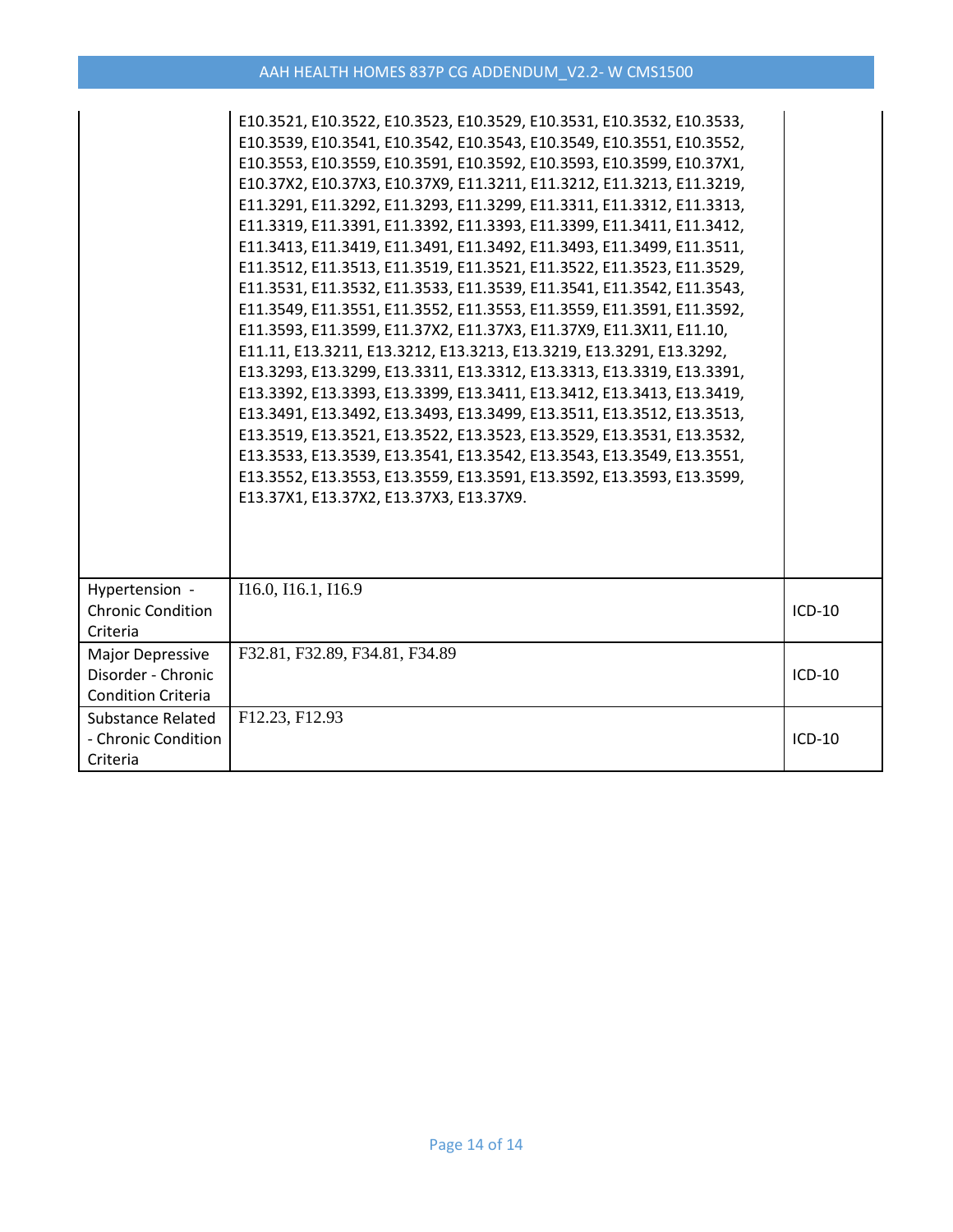| | | |
|---|---|---|
| | E10.3521, E10.3522, E10.3523, E10.3529, E10.3531, E10.3532, E10.3533, E10.3539, E10.3541, E10.3542, E10.3543, E10.3549, E10.3551, E10.3552, E10.3553, E10.3559, E10.3591, E10.3592, E10.3593, E10.3599, E10.37X1, E10.37X2, E10.37X3, E10.37X9, E11.3211, E11.3212, E11.3213, E11.3219, E11.3291, E11.3292, E11.3293, E11.3299, E11.3311, E11.3312, E11.3313, E11.3319, E11.3391, E11.3392, E11.3393, E11.3399, E11.3411, E11.3412, E11.3413, E11.3419, E11.3491, E11.3492, E11.3493, E11.3499, E11.3511, E11.3512, E11.3513, E11.3519, E11.3521, E11.3522, E11.3523, E11.3529, E11.3531, E11.3532, E11.3533, E11.3539, E11.3541, E11.3542, E11.3543, E11.3549, E11.3551, E11.3552, E11.3553, E11.3559, E11.3591, E11.3592, E11.3593, E11.3599, E11.37X2, E11.37X3, E11.37X9, E11.3X11, E11.10, E11.11, E13.3211, E13.3212, E13.3213, E13.3219, E13.3291, E13.3292, E13.3293, E13.3299, E13.3311, E13.3312, E13.3313, E13.3319, E13.3391, E13.3392, E13.3393, E13.3399, E13.3411, E13.3412, E13.3413, E13.3419, E13.3491, E13.3492, E13.3493, E13.3499, E13.3511, E13.3512, E13.3513, E13.3519, E13.3521, E13.3522, E13.3523, E13.3529, E13.3531, E13.3532, E13.3533, E13.3539, E13.3541, E13.3542, E13.3543, E13.3549, E13.3551, E13.3552, E13.3553, E13.3559, E13.3591, E13.3592, E13.3593, E13.3599, E13.37X1, E13.37X2, E13.37X3, E13.37X9. | |
| Hypertension - Chronic Condition Criteria | I16.0, I16.1, I16.9 | ICD-10 |
| Major Depressive Disorder - Chronic Condition Criteria | F32.81, F32.89, F34.81, F34.89 | ICD-10 |
| Substance Related - Chronic Condition Criteria | F12.23, F12.93 | ICD-10 |